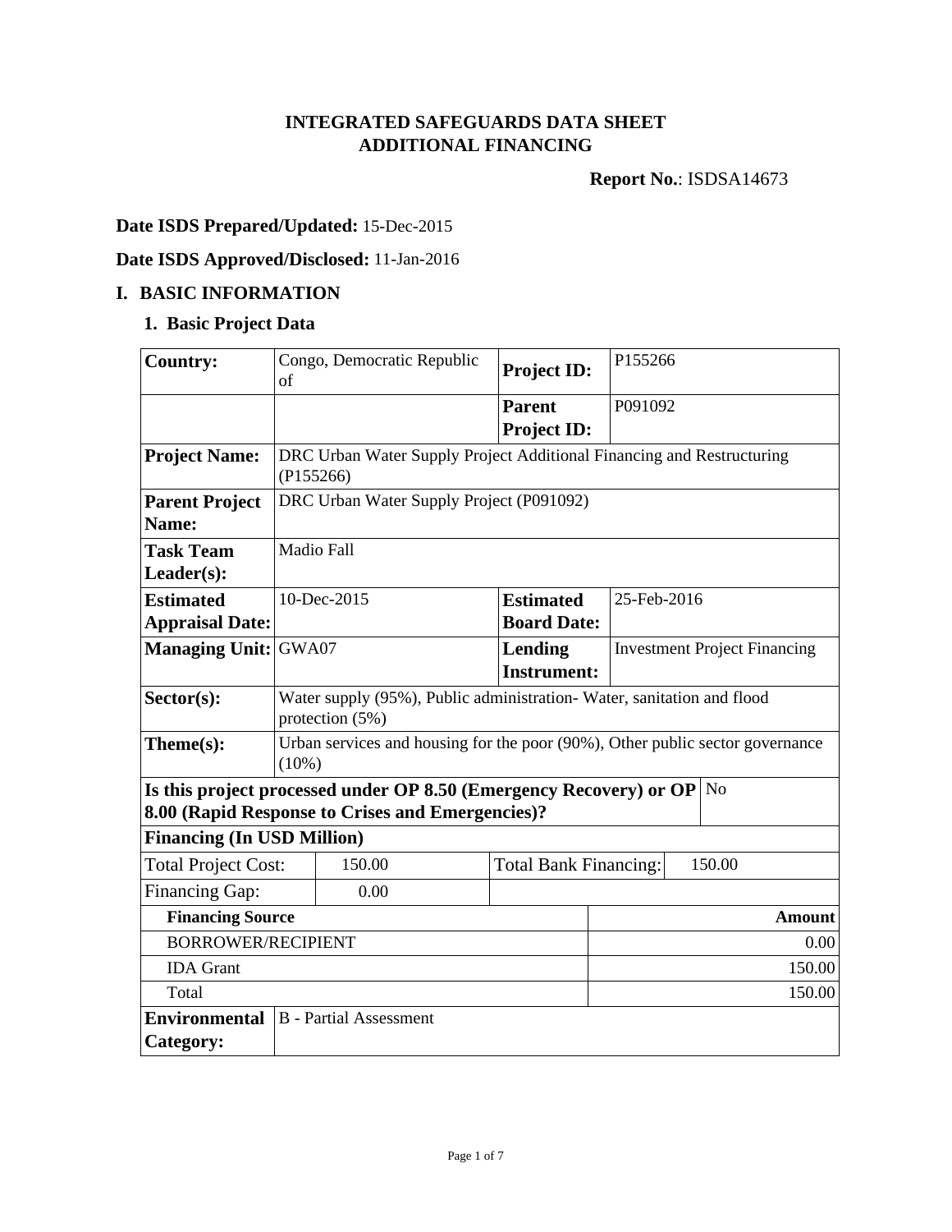# INTEGRATED SAFEGUARDS DATA SHEET
# ADDITIONAL FINANCING

**Report No.**: ISDSA14673

**Date ISDS Prepared/Updated:** 15-Dec-2015

**Date ISDS Approved/Disclosed:** 11-Jan-2016

## I. BASIC INFORMATION

### 1. Basic Project Data

| | | | |
|---|---|---|---|
| **Country:** | Congo, Democratic Republic of | **Project ID:** | P155266 |
| | | **Parent Project ID:** | P091092 |
| **Project Name:** | DRC Urban Water Supply Project Additional Financing and Restructuring (P155266) | | |
| **Parent Project Name:** | DRC Urban Water Supply Project (P091092) | | |
| **Task Team Leader(s):** | Madio Fall | | |
| **Estimated Appraisal Date:** | 10-Dec-2015 | **Estimated Board Date:** | 25-Feb-2016 |
| **Managing Unit:** | GWA07 | **Lending Instrument:** | Investment Project Financing |
| **Sector(s):** | Water supply (95%), Public administration- Water, sanitation and flood protection (5%) | | |
| **Theme(s):** | Urban services and housing for the poor (90%), Other public sector governance (10%) | | |
| **Is this project processed under OP 8.50 (Emergency Recovery) or OP 8.00 (Rapid Response to Crises and Emergencies)?** | | | No |

**Financing (In USD Million)**

| | | | |
|---|---|---|---|
| Total Project Cost: | 150.00 | Total Bank Financing: | 150.00 |
| Financing Gap: | 0.00 | | |

| Financing Source | Amount |
|---|---|
| BORROWER/RECIPIENT | 0.00 |
| IDA Grant | 150.00 |
| Total | 150.00 |

| | |
|---|---|
| **Environmental Category:** | B - Partial Assessment |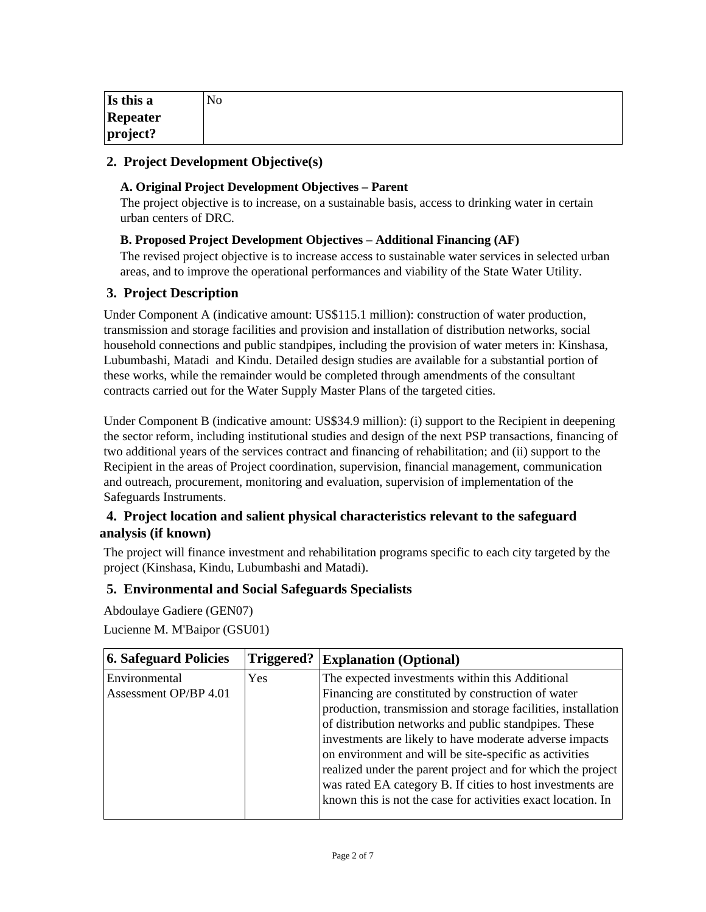| Is this a Repeater project? | No |
| --- | --- |

## 2. Project Development Objective(s)

### A. Original Project Development Objectives – Parent

The project objective is to increase, on a sustainable basis, access to drinking water in certain urban centers of DRC.

### B. Proposed Project Development Objectives – Additional Financing (AF)

The revised project objective is to increase access to sustainable water services in selected urban areas, and to improve the operational performances and viability of the State Water Utility.

## 3. Project Description

Under Component A (indicative amount: US$115.1 million): construction of water production, transmission and storage facilities and provision and installation of distribution networks, social household connections and public standpipes, including the provision of water meters in: Kinshasa, Lubumbashi, Matadi and Kindu. Detailed design studies are available for a substantial portion of these works, while the remainder would be completed through amendments of the consultant contracts carried out for the Water Supply Master Plans of the targeted cities.

Under Component B (indicative amount: US$34.9 million): (i) support to the Recipient in deepening the sector reform, including institutional studies and design of the next PSP transactions, financing of two additional years of the services contract and financing of rehabilitation; and (ii) support to the Recipient in the areas of Project coordination, supervision, financial management, communication and outreach, procurement, monitoring and evaluation, supervision of implementation of the Safeguards Instruments.

## 4. Project location and salient physical characteristics relevant to the safeguard analysis (if known)

The project will finance investment and rehabilitation programs specific to each city targeted by the project (Kinshasa, Kindu, Lubumbashi and Matadi).

## 5. Environmental and Social Safeguards Specialists

Abdoulaye Gadiere (GEN07)

Lucienne M. M'Baipor (GSU01)

| 6. Safeguard Policies | Triggered? | Explanation (Optional) |
| --- | --- | --- |
| Environmental Assessment OP/BP 4.01 | Yes | The expected investments within this Additional Financing are constituted by construction of water production, transmission and storage facilities, installation of distribution networks and public standpipes. These investments are likely to have moderate adverse impacts on environment and will be site-specific as activities realized under the parent project and for which the project was rated EA category B. If cities to host investments are known this is not the case for activities exact location. In |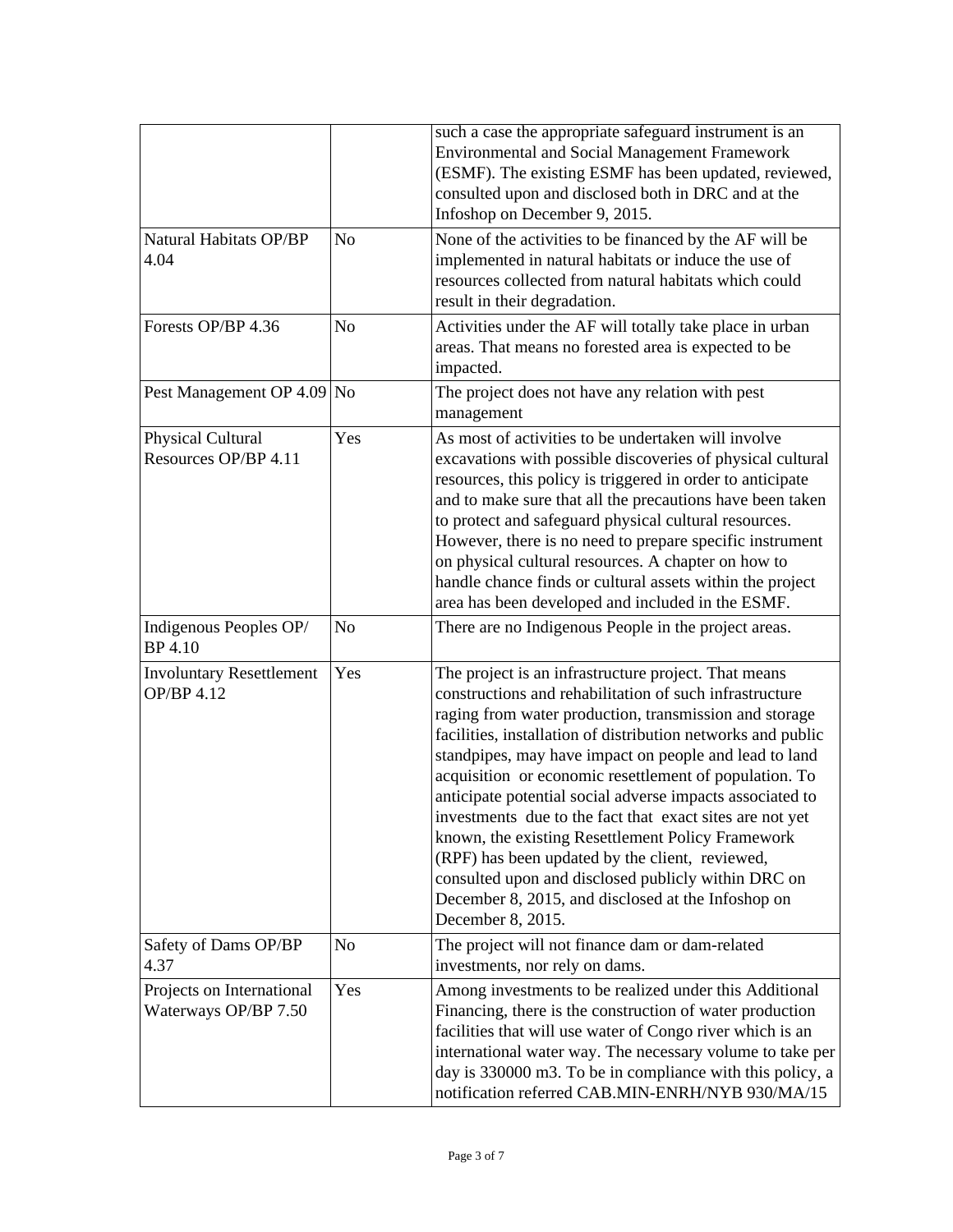| | | |
|---|---|---|
| | | such a case the appropriate safeguard instrument is an Environmental and Social Management Framework (ESMF). The existing ESMF has been updated, reviewed, consulted upon and disclosed both in DRC and at the Infoshop on December 9, 2015. |
| Natural Habitats OP/BP 4.04 | No | None of the activities to be financed by the AF will be implemented in natural habitats or induce the use of resources collected from natural habitats which could result in their degradation. |
| Forests OP/BP 4.36 | No | Activities under the AF will totally take place in urban areas. That means no forested area is expected to be impacted. |
| Pest Management OP 4.09 | No | The project does not have any relation with pest management |
| Physical Cultural Resources OP/BP 4.11 | Yes | As most of activities to be undertaken will involve excavations with possible discoveries of physical cultural resources, this policy is triggered in order to anticipate and to make sure that all the precautions have been taken to protect and safeguard physical cultural resources. However, there is no need to prepare specific instrument on physical cultural resources. A chapter on how to handle chance finds or cultural assets within the project area has been developed and included in the ESMF. |
| Indigenous Peoples OP/ BP 4.10 | No | There are no Indigenous People in the project areas. |
| Involuntary Resettlement OP/BP 4.12 | Yes | The project is an infrastructure project. That means constructions and rehabilitation of such infrastructure raging from water production, transmission and storage facilities, installation of distribution networks and public standpipes, may have impact on people and lead to land acquisition or economic resettlement of population. To anticipate potential social adverse impacts associated to investments due to the fact that exact sites are not yet known, the existing Resettlement Policy Framework (RPF) has been updated by the client, reviewed, consulted upon and disclosed publicly within DRC on December 8, 2015, and disclosed at the Infoshop on December 8, 2015. |
| Safety of Dams OP/BP 4.37 | No | The project will not finance dam or dam-related investments, nor rely on dams. |
| Projects on International Waterways OP/BP 7.50 | Yes | Among investments to be realized under this Additional Financing, there is the construction of water production facilities that will use water of Congo river which is an international water way. The necessary volume to take per day is 330000 m3. To be in compliance with this policy, a notification referred CAB.MIN-ENRH/NYB 930/MA/15 |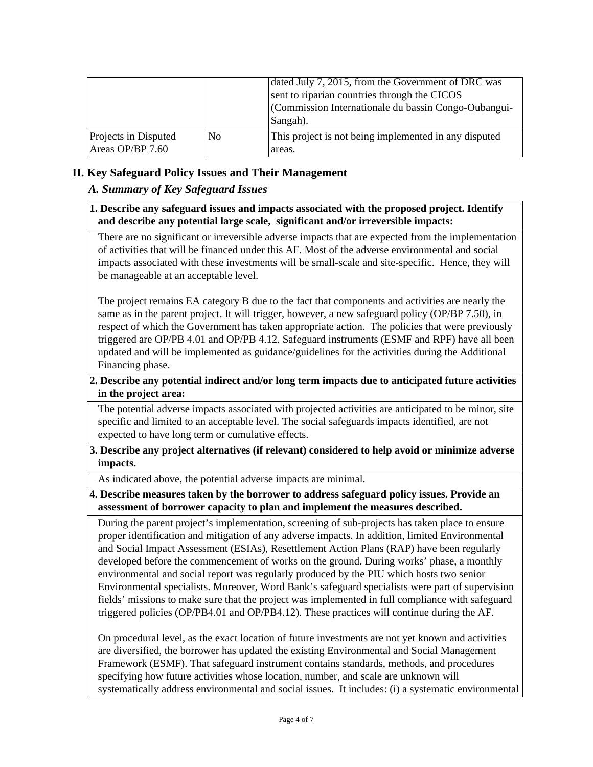| | | |
|---|---|---|
| | | dated July 7, 2015, from the Government of DRC was sent to riparian countries through the CICOS (Commission Internationale du bassin Congo-Oubangui-Sangah). |
| Projects in Disputed Areas OP/BP 7.60 | No | This project is not being implemented in any disputed areas. |

## II. Key Safeguard Policy Issues and Their Management

### *A. Summary of Key Safeguard Issues*

**1. Describe any safeguard issues and impacts associated with the proposed project. Identify and describe any potential large scale, significant and/or irreversible impacts:**

There are no significant or irreversible adverse impacts that are expected from the implementation of activities that will be financed under this AF. Most of the adverse environmental and social impacts associated with these investments will be small-scale and site-specific. Hence, they will be manageable at an acceptable level.

The project remains EA category B due to the fact that components and activities are nearly the same as in the parent project. It will trigger, however, a new safeguard policy (OP/BP 7.50), in respect of which the Government has taken appropriate action. The policies that were previously triggered are OP/PB 4.01 and OP/PB 4.12. Safeguard instruments (ESMF and RPF) have all been updated and will be implemented as guidance/guidelines for the activities during the Additional Financing phase.

**2. Describe any potential indirect and/or long term impacts due to anticipated future activities in the project area:**

The potential adverse impacts associated with projected activities are anticipated to be minor, site specific and limited to an acceptable level. The social safeguards impacts identified, are not expected to have long term or cumulative effects.

**3. Describe any project alternatives (if relevant) considered to help avoid or minimize adverse impacts.**

As indicated above, the potential adverse impacts are minimal.

**4. Describe measures taken by the borrower to address safeguard policy issues. Provide an assessment of borrower capacity to plan and implement the measures described.**

During the parent project's implementation, screening of sub-projects has taken place to ensure proper identification and mitigation of any adverse impacts. In addition, limited Environmental and Social Impact Assessment (ESIAs), Resettlement Action Plans (RAP) have been regularly developed before the commencement of works on the ground. During works' phase, a monthly environmental and social report was regularly produced by the PIU which hosts two senior Environmental specialists. Moreover, Word Bank's safeguard specialists were part of supervision fields' missions to make sure that the project was implemented in full compliance with safeguard triggered policies (OP/PB4.01 and OP/PB4.12). These practices will continue during the AF.

On procedural level, as the exact location of future investments are not yet known and activities are diversified, the borrower has updated the existing Environmental and Social Management Framework (ESMF). That safeguard instrument contains standards, methods, and procedures specifying how future activities whose location, number, and scale are unknown will systematically address environmental and social issues. It includes: (i) a systematic environmental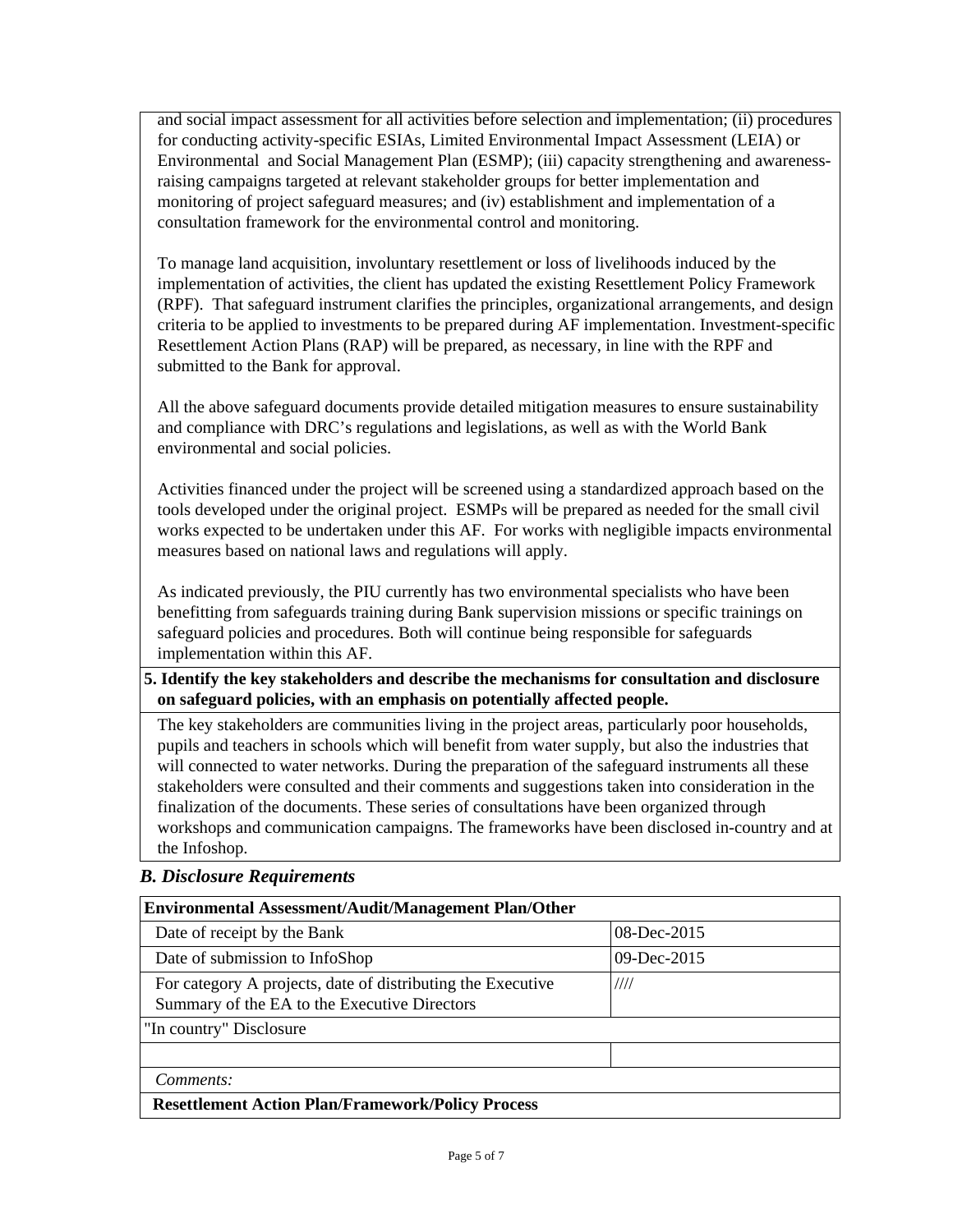and social impact assessment for all activities before selection and implementation; (ii) procedures for conducting activity-specific ESIAs, Limited Environmental Impact Assessment (LEIA) or Environmental and Social Management Plan (ESMP); (iii) capacity strengthening and awareness-raising campaigns targeted at relevant stakeholder groups for better implementation and monitoring of project safeguard measures; and (iv) establishment and implementation of a consultation framework for the environmental control and monitoring.

To manage land acquisition, involuntary resettlement or loss of livelihoods induced by the implementation of activities, the client has updated the existing Resettlement Policy Framework (RPF). That safeguard instrument clarifies the principles, organizational arrangements, and design criteria to be applied to investments to be prepared during AF implementation. Investment-specific Resettlement Action Plans (RAP) will be prepared, as necessary, in line with the RPF and submitted to the Bank for approval.

All the above safeguard documents provide detailed mitigation measures to ensure sustainability and compliance with DRC's regulations and legislations, as well as with the World Bank environmental and social policies.

Activities financed under the project will be screened using a standardized approach based on the tools developed under the original project. ESMPs will be prepared as needed for the small civil works expected to be undertaken under this AF. For works with negligible impacts environmental measures based on national laws and regulations will apply.

As indicated previously, the PIU currently has two environmental specialists who have been benefitting from safeguards training during Bank supervision missions or specific trainings on safeguard policies and procedures. Both will continue being responsible for safeguards implementation within this AF.

**5. Identify the key stakeholders and describe the mechanisms for consultation and disclosure on safeguard policies, with an emphasis on potentially affected people.**

The key stakeholders are communities living in the project areas, particularly poor households, pupils and teachers in schools which will benefit from water supply, but also the industries that will connected to water networks. During the preparation of the safeguard instruments all these stakeholders were consulted and their comments and suggestions taken into consideration in the finalization of the documents. These series of consultations have been organized through workshops and communication campaigns. The frameworks have been disclosed in-country and at the Infoshop.

### *B. Disclosure Requirements*

| **Environmental Assessment/Audit/Management Plan/Other** | |
|---|---|
| Date of receipt by the Bank | 08-Dec-2015 |
| Date of submission to InfoShop | 09-Dec-2015 |
| For category A projects, date of distributing the Executive Summary of the EA to the Executive Directors | //// |
| "In country" Disclosure | |
| | |
| *Comments:* | |
| **Resettlement Action Plan/Framework/Policy Process** | |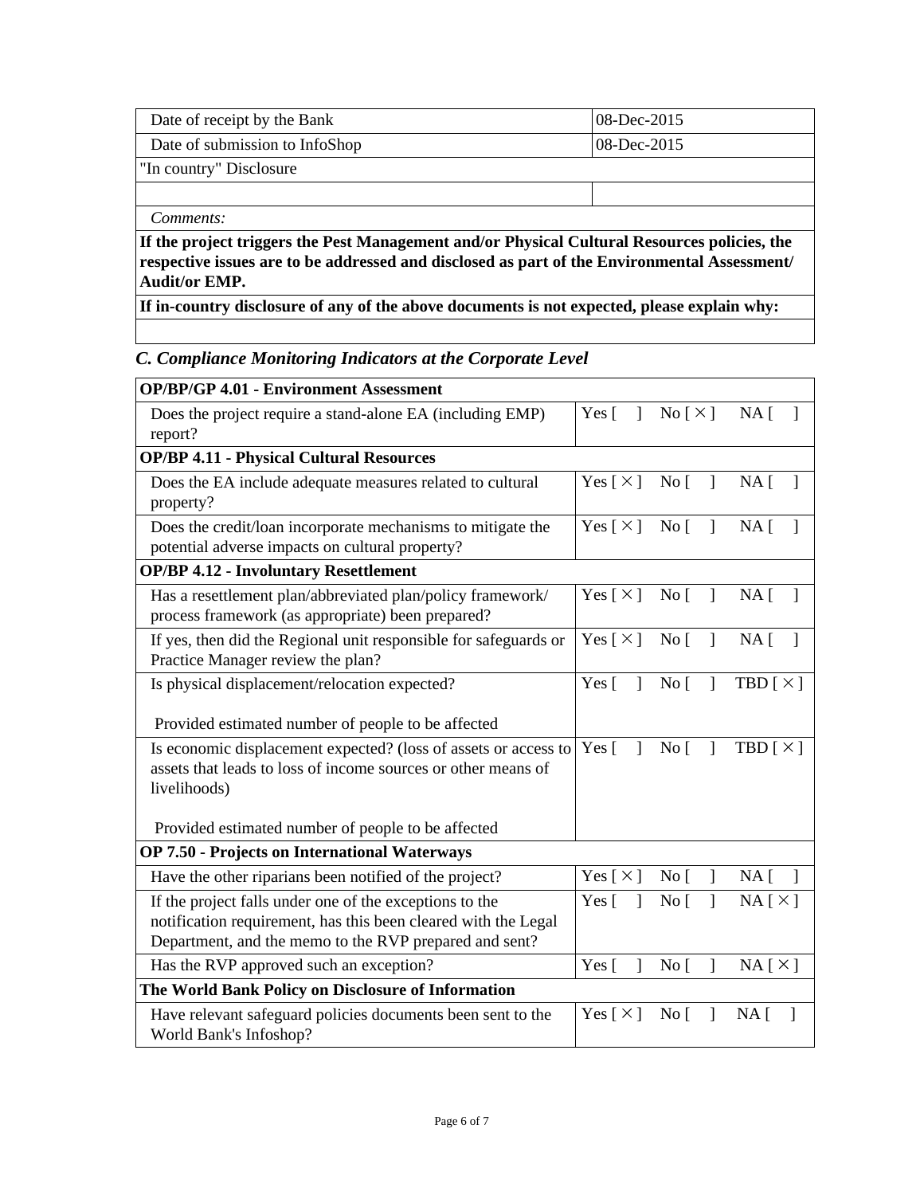| | |
|---|---|
| Date of receipt by the Bank | 08-Dec-2015 |
| Date of submission to InfoShop | 08-Dec-2015 |
| "In country" Disclosure | |
| | |
| *Comments:* | |
| **If the project triggers the Pest Management and/or Physical Cultural Resources policies, the respective issues are to be addressed and disclosed as part of the Environmental Assessment/ Audit/or EMP.** | |
| **If in-country disclosure of any of the above documents is not expected, please explain why:** | |
| | |

## *C. Compliance Monitoring Indicators at the Corporate Level*

| | |
|---|---|
| **OP/BP/GP 4.01 - Environment Assessment** | |
| Does the project require a stand-alone EA (including EMP) report? | Yes [ ] No [ × ] NA [ ] |
| **OP/BP 4.11 - Physical Cultural Resources** | |
| Does the EA include adequate measures related to cultural property? | Yes [ × ] No [ ] NA [ ] |
| Does the credit/loan incorporate mechanisms to mitigate the potential adverse impacts on cultural property? | Yes [ × ] No [ ] NA [ ] |
| **OP/BP 4.12 - Involuntary Resettlement** | |
| Has a resettlement plan/abbreviated plan/policy framework/ process framework (as appropriate) been prepared? | Yes [ × ] No [ ] NA [ ] |
| If yes, then did the Regional unit responsible for safeguards or Practice Manager review the plan? | Yes [ × ] No [ ] NA [ ] |
| Is physical displacement/relocation expected?<br><br>Provided estimated number of people to be affected | Yes [ ] No [ ] TBD [ × ] |
| Is economic displacement expected? (loss of assets or access to assets that leads to loss of income sources or other means of livelihoods)<br><br>Provided estimated number of people to be affected | Yes [ ] No [ ] TBD [ × ] |
| **OP 7.50 - Projects on International Waterways** | |
| Have the other riparians been notified of the project? | Yes [ × ] No [ ] NA [ ] |
| If the project falls under one of the exceptions to the notification requirement, has this been cleared with the Legal Department, and the memo to the RVP prepared and sent? | Yes [ ] No [ ] NA [ × ] |
| Has the RVP approved such an exception? | Yes [ ] No [ ] NA [ × ] |
| **The World Bank Policy on Disclosure of Information** | |
| Have relevant safeguard policies documents been sent to the World Bank's Infoshop? | Yes [ × ] No [ ] NA [ ] |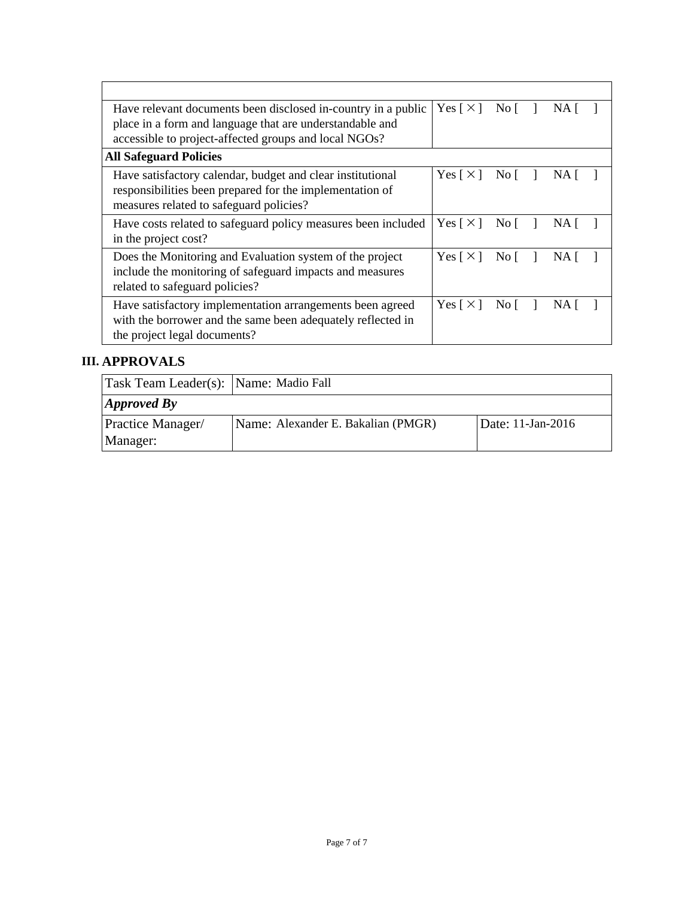| | |
|---|---|
| Have relevant documents been disclosed in-country in a public place in a form and language that are understandable and accessible to project-affected groups and local NGOs? | Yes [ × ] No [ ] NA [ ] |
| **All Safeguard Policies** | |
| Have satisfactory calendar, budget and clear institutional responsibilities been prepared for the implementation of measures related to safeguard policies? | Yes [ × ] No [ ] NA [ ] |
| Have costs related to safeguard policy measures been included in the project cost? | Yes [ × ] No [ ] NA [ ] |
| Does the Monitoring and Evaluation system of the project include the monitoring of safeguard impacts and measures related to safeguard policies? | Yes [ × ] No [ ] NA [ ] |
| Have satisfactory implementation arrangements been agreed with the borrower and the same been adequately reflected in the project legal documents? | Yes [ × ] No [ ] NA [ ] |

## III. APPROVALS

| | | |
|---|---|---|
| Task Team Leader(s): | Name: Madio Fall | |
| ***Approved By*** | | |
| Practice Manager/ Manager: | Name: Alexander E. Bakalian (PMGR) | Date: 11-Jan-2016 |